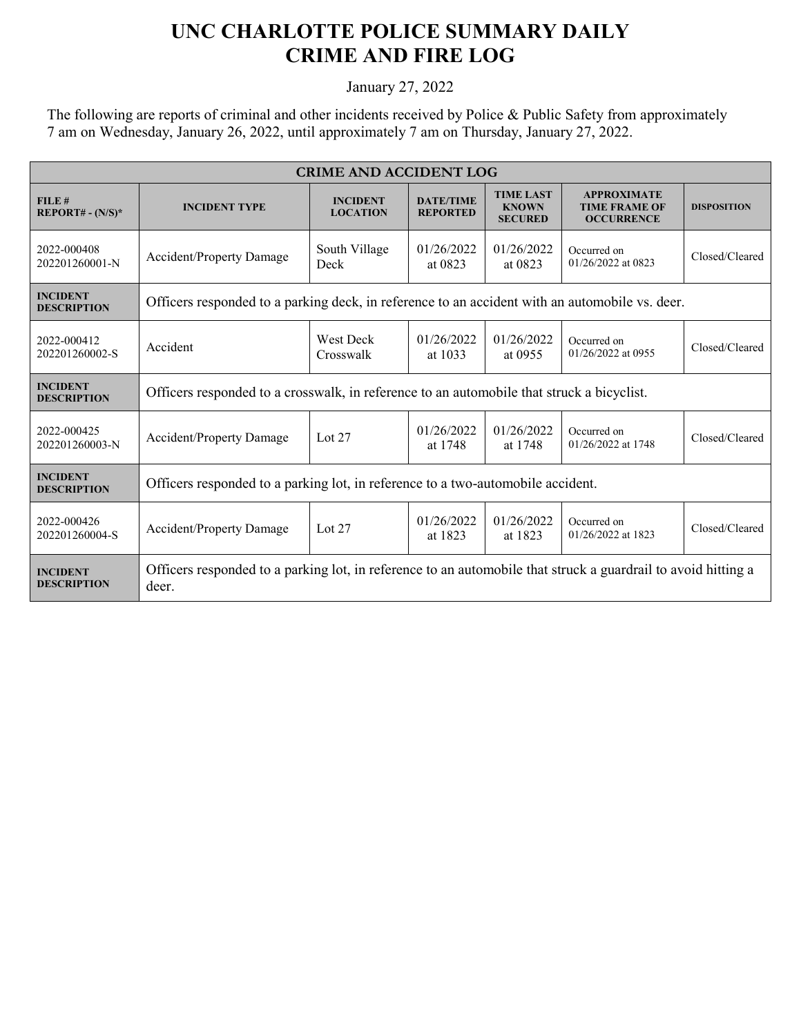# UNC CHARLOTTE POLICE SUMMARY DAILY CRIME AND FIRE LOG

January 27, 2022

The following are reports of criminal and other incidents received by Police & Public Safety from approximately 7 am on Wednesday, January 26, 2022, until approximately 7 am on Thursday, January 27, 2022.

| CRIME AND ACCIDENT LOG | | | | | | |
|---|---|---|---|---|---|---|
| **FILE # REPORT# - (N/S)*** | **INCIDENT TYPE** | **INCIDENT LOCATION** | **DATE/TIME REPORTED** | **TIME LAST KNOWN SECURED** | **APPROXIMATE TIME FRAME OF OCCURRENCE** | **DISPOSITION** |
| 2022-000408 202201260001-N | Accident/Property Damage | South Village Deck | 01/26/2022 at 0823 | 01/26/2022 at 0823 | Occurred on 01/26/2022 at 0823 | Closed/Cleared |
| **INCIDENT DESCRIPTION** | Officers responded to a parking deck, in reference to an accident with an automobile vs. deer. | | | | | |
| 2022-000412 202201260002-S | Accident | West Deck Crosswalk | 01/26/2022 at 1033 | 01/26/2022 at 0955 | Occurred on 01/26/2022 at 0955 | Closed/Cleared |
| **INCIDENT DESCRIPTION** | Officers responded to a crosswalk, in reference to an automobile that struck a bicyclist. | | | | | |
| 2022-000425 202201260003-N | Accident/Property Damage | Lot 27 | 01/26/2022 at 1748 | 01/26/2022 at 1748 | Occurred on 01/26/2022 at 1748 | Closed/Cleared |
| **INCIDENT DESCRIPTION** | Officers responded to a parking lot, in reference to a two-automobile accident. | | | | | |
| 2022-000426 202201260004-S | Accident/Property Damage | Lot 27 | 01/26/2022 at 1823 | 01/26/2022 at 1823 | Occurred on 01/26/2022 at 1823 | Closed/Cleared |
| **INCIDENT DESCRIPTION** | Officers responded to a parking lot, in reference to an automobile that struck a guardrail to avoid hitting a deer. | | | | | |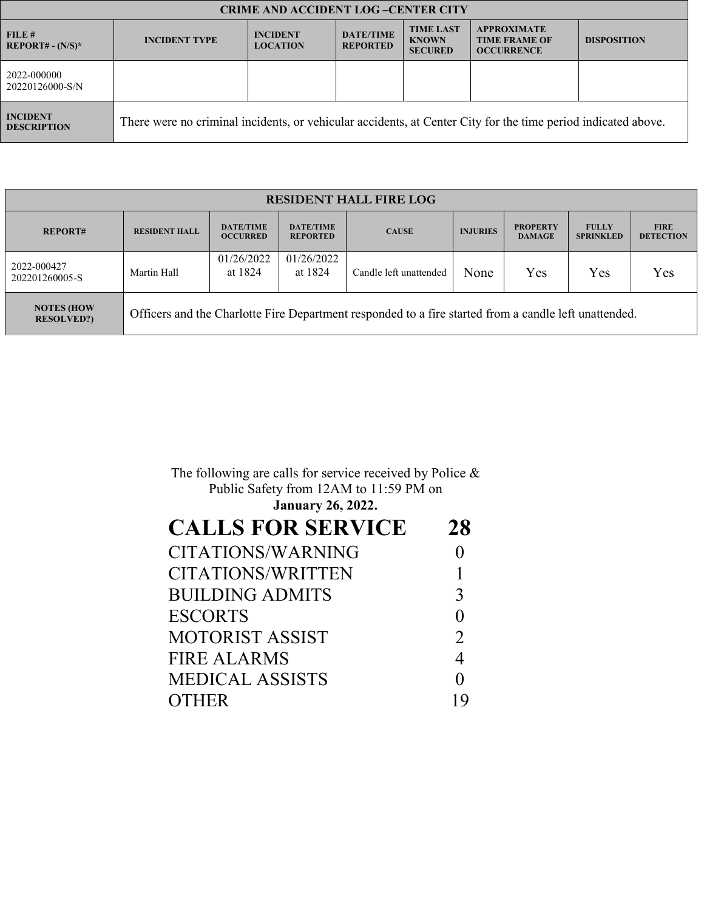| CRIME AND ACCIDENT LOG –CENTER CITY | | | | | | |
|---|---|---|---|---|---|---|
| FILE #<br>REPORT# - (N/S)* | INCIDENT TYPE | INCIDENT LOCATION | DATE/TIME REPORTED | TIME LAST KNOWN SECURED | APPROXIMATE TIME FRAME OF OCCURRENCE | DISPOSITION |
| 2022-000000<br>20220126000-S/N | | | | | | |
| INCIDENT DESCRIPTION | There were no criminal incidents, or vehicular accidents, at Center City for the time period indicated above. | | | | | |

| RESIDENT HALL FIRE LOG | | | | | | | | |
|---|---|---|---|---|---|---|---|---|
| REPORT# | RESIDENT HALL | DATE/TIME OCCURRED | DATE/TIME REPORTED | CAUSE | INJURIES | PROPERTY DAMAGE | FULLY SPRINKLED | FIRE DETECTION |
| 2022-000427<br>202201260005-S | Martin Hall | 01/26/2022 at 1824 | 01/26/2022 at 1824 | Candle left unattended | None | Yes | Yes | Yes |
| NOTES (HOW RESOLVED?) | Officers and the Charlotte Fire Department responded to a fire started from a candle left unattended. | | | | | | | |

The following are calls for service received by Police & Public Safety from 12AM to 11:59 PM on

**January 26, 2022.**

| | |
|---|---|
| **CALLS FOR SERVICE** | **28** |
| CITATIONS/WARNING | 0 |
| CITATIONS/WRITTEN | 1 |
| BUILDING ADMITS | 3 |
| ESCORTS | 0 |
| MOTORIST ASSIST | 2 |
| FIRE ALARMS | 4 |
| MEDICAL ASSISTS | 0 |
| OTHER | 19 |